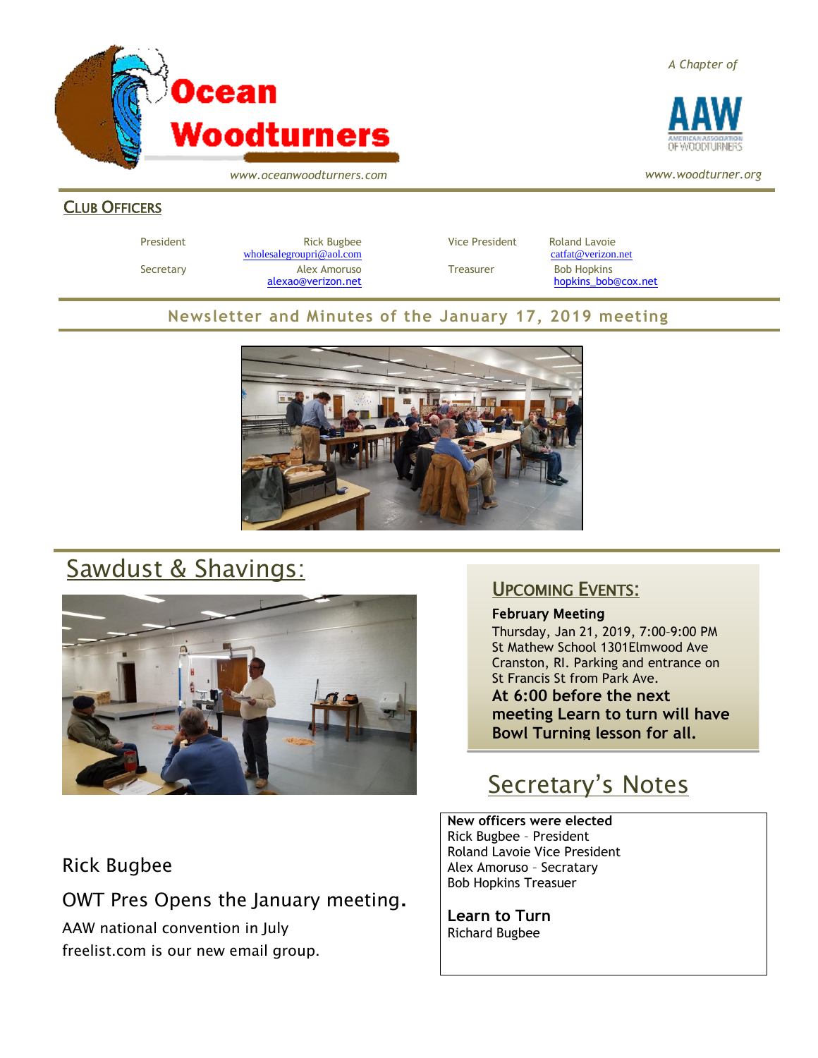# Ocean Woodturners

*www.oceanwoodturners.com*

*A Chapter of* AAW — American Association of Woodturners

*www.woodturner.org*

## Club Officers

| | | | |
|---|---|---|---|
| President | Rick Bugbee wholesalegroupri@aol.com | Vice President | Roland Lavoie catfat@verizon.net |
| Secretary | Alex Amoruso alexao@verizon.net | Treasurer | Bob Hopkins hopkins_bob@cox.net |

**Newsletter and Minutes of the January 17, 2019 meeting**

## Sawdust & Shavings:

Rick Bugbee

OWT Pres Opens the January meeting.

AAW national convention in July

freelist.com is our new email group.

## Upcoming Events:

**February Meeting**

Thursday, Jan 21, 2019, 7:00–9:00 PM
St Mathew School 1301Elmwood Ave
Cranston, RI. Parking and entrance on
St Francis St from Park Ave.

**At 6:00 before the next meeting Learn to turn will have Bowl Turning lesson for all.**

## Secretary's Notes

**New officers were elected**

Rick Bugbee – President
Roland Lavoie Vice President
Alex Amoruso – Secratary
Bob Hopkins Treasuer

**Learn to Turn**

Richard Bugbee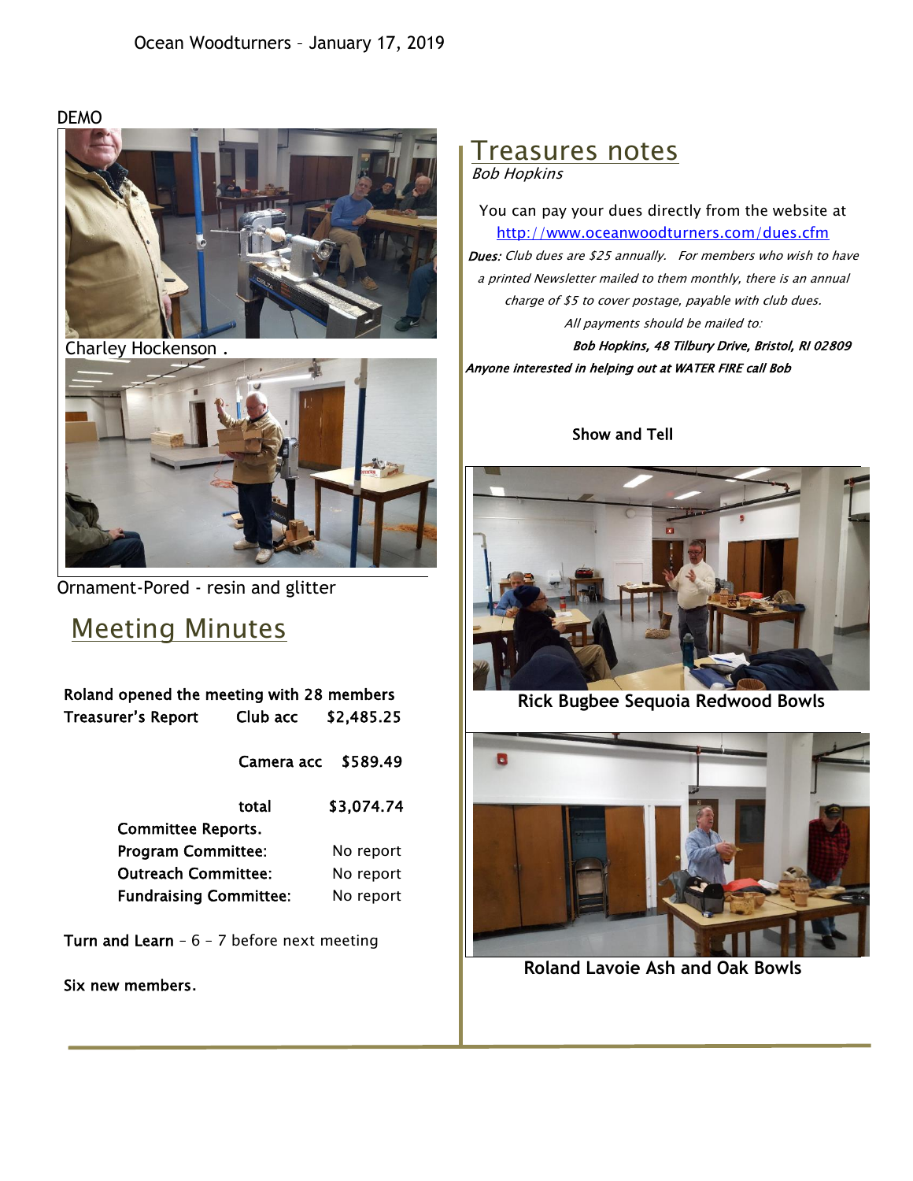Ocean Woodturners – January 17, 2019

DEMO

Charley Hockenson .

Ornament-Pored - resin and glitter

## Meeting Minutes

**Roland opened the meeting with 28 members**

| | | |
|---|---|---|
| **Treasurer's Report** | **Club acc** | **$2,485.25** |
| | **Camera acc** | **$589.49** |
| | **total** | **$3,074.74** |

**Committee Reports.**

| | |
|---|---|
| **Program Committee:** | No report |
| **Outreach Committee:** | No report |
| **Fundraising Committee:** | No report |

**Turn and Learn** – 6 – 7 before next meeting

**Six new members.**

## Treasures notes

*Bob Hopkins*

You can pay your dues directly from the website at http://www.oceanwoodturners.com/dues.cfm

***Dues:*** *Club dues are $25 annually. For members who wish to have a printed Newsletter mailed to them monthly, there is an annual charge of $5 to cover postage, payable with club dues.*

*All payments should be mailed to:*

***Bob Hopkins, 48 Tilbury Drive, Bristol, RI 02809***

***Anyone interested in helping out at WATER FIRE call Bob***

**Show and Tell**

**Rick Bugbee Sequoia Redwood Bowls**

**Roland Lavoie Ash and Oak Bowls**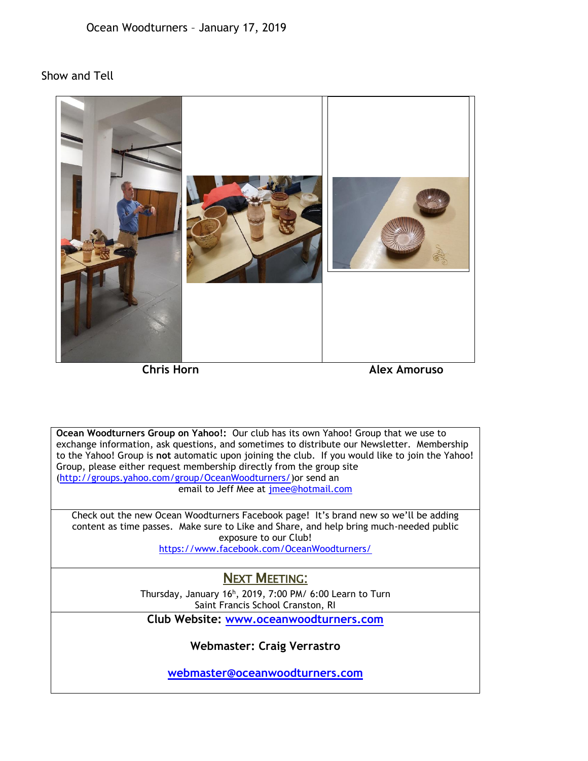Ocean Woodturners – January 17, 2019

Show and Tell

**Chris Horn** **Alex Amoruso**

**Ocean Woodturners Group on Yahoo!:** Our club has its own Yahoo! Group that we use to exchange information, ask questions, and sometimes to distribute our Newsletter. Membership to the Yahoo! Group is **not** automatic upon joining the club. If you would like to join the Yahoo! Group, please either request membership directly from the group site (http://groups.yahoo.com/group/OceanWoodturners/)or send an email to Jeff Mee at jmee@hotmail.com

Check out the new Ocean Woodturners Facebook page! It's brand new so we'll be adding content as time passes. Make sure to Like and Share, and help bring much-needed public exposure to our Club!
https://www.facebook.com/OceanWoodturners/

## NEXT MEETING:

Thursday, January 16h, 2019, 7:00 PM/ 6:00 Learn to Turn
Saint Francis School Cranston, RI

**Club Website: www.oceanwoodturners.com**

**Webmaster: Craig Verrastro**

**webmaster@oceanwoodturners.com**